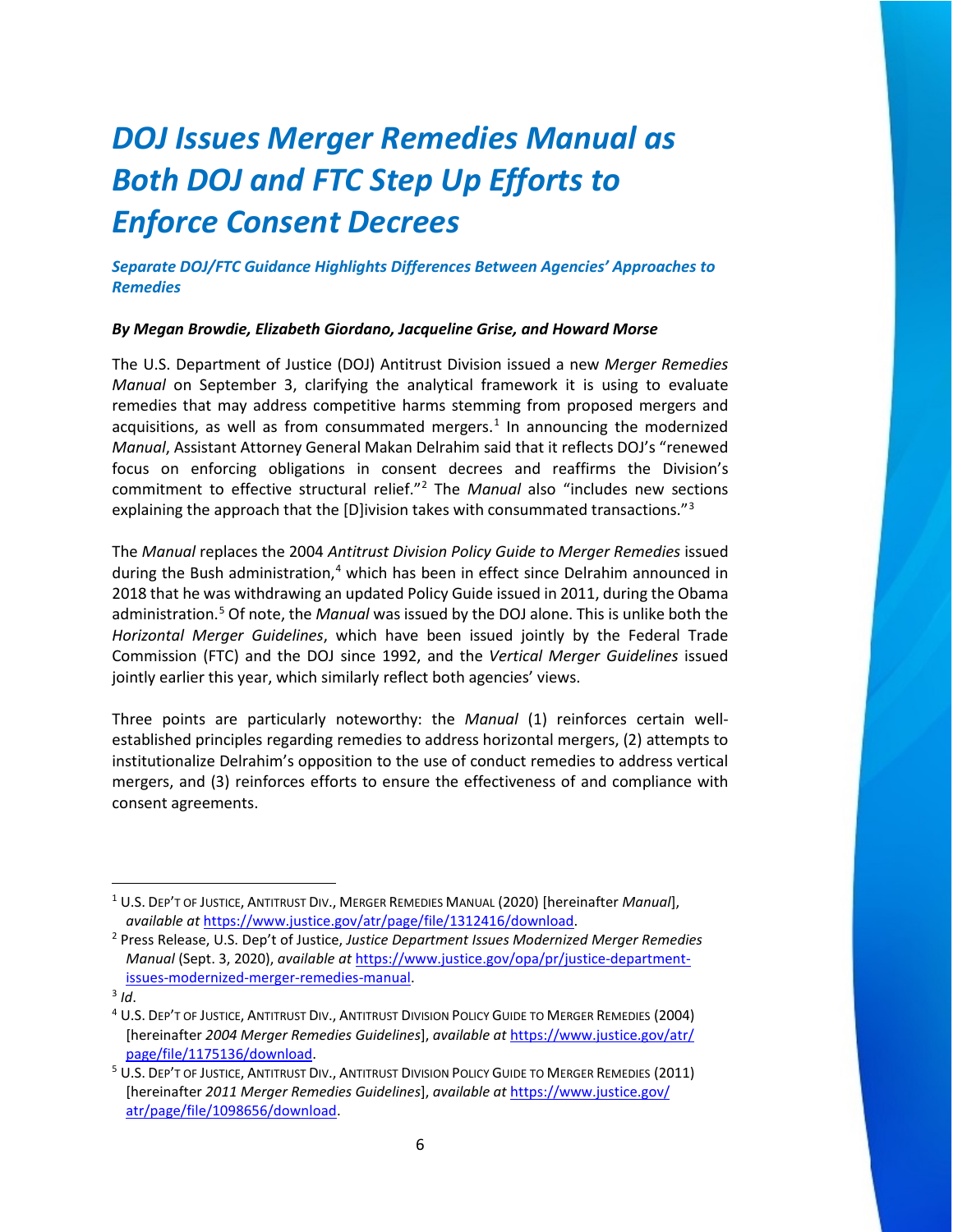# *DOJ Issues Merger Remedies Manual as Both DOJ and FTC Step Up Efforts to Enforce Consent Decrees*

### *Separate DOJ/FTC Guidance Highlights Differences Between Agencies' Approaches to Remedies*

***By Megan Browdie, Elizabeth Giordano, Jacqueline Grise, and Howard Morse***

The U.S. Department of Justice (DOJ) Antitrust Division issued a new *Merger Remedies Manual* on September 3, clarifying the analytical framework it is using to evaluate remedies that may address competitive harms stemming from proposed mergers and acquisitions, as well as from consummated mergers.[1] In announcing the modernized *Manual*, Assistant Attorney General Makan Delrahim said that it reflects DOJ's "renewed focus on enforcing obligations in consent decrees and reaffirms the Division's commitment to effective structural relief."[2] The *Manual* also "includes new sections explaining the approach that the [D]ivision takes with consummated transactions."[3]

The *Manual* replaces the 2004 *Antitrust Division Policy Guide to Merger Remedies* issued during the Bush administration,[4] which has been in effect since Delrahim announced in 2018 that he was withdrawing an updated Policy Guide issued in 2011, during the Obama administration.[5] Of note, the *Manual* was issued by the DOJ alone. This is unlike both the *Horizontal Merger Guidelines*, which have been issued jointly by the Federal Trade Commission (FTC) and the DOJ since 1992, and the *Vertical Merger Guidelines* issued jointly earlier this year, which similarly reflect both agencies' views.

Three points are particularly noteworthy: the *Manual* (1) reinforces certain well-established principles regarding remedies to address horizontal mergers, (2) attempts to institutionalize Delrahim's opposition to the use of conduct remedies to address vertical mergers, and (3) reinforces efforts to ensure the effectiveness of and compliance with consent agreements.

---

[1] U.S. Dep't of Justice, Antitrust Div., Merger Remedies Manual (2020) [hereinafter *Manual*], *available at* https://www.justice.gov/atr/page/file/1312416/download.

[2] Press Release, U.S. Dep't of Justice, *Justice Department Issues Modernized Merger Remedies Manual* (Sept. 3, 2020), *available at* https://www.justice.gov/opa/pr/justice-department-issues-modernized-merger-remedies-manual.

[3] *Id*.

[4] U.S. Dep't of Justice, Antitrust Div., Antitrust Division Policy Guide to Merger Remedies (2004) [hereinafter *2004 Merger Remedies Guidelines*], *available at* https://www.justice.gov/atr/page/file/1175136/download.

[5] U.S. Dep't of Justice, Antitrust Div., Antitrust Division Policy Guide to Merger Remedies (2011) [hereinafter *2011 Merger Remedies Guidelines*], *available at* https://www.justice.gov/atr/page/file/1098656/download.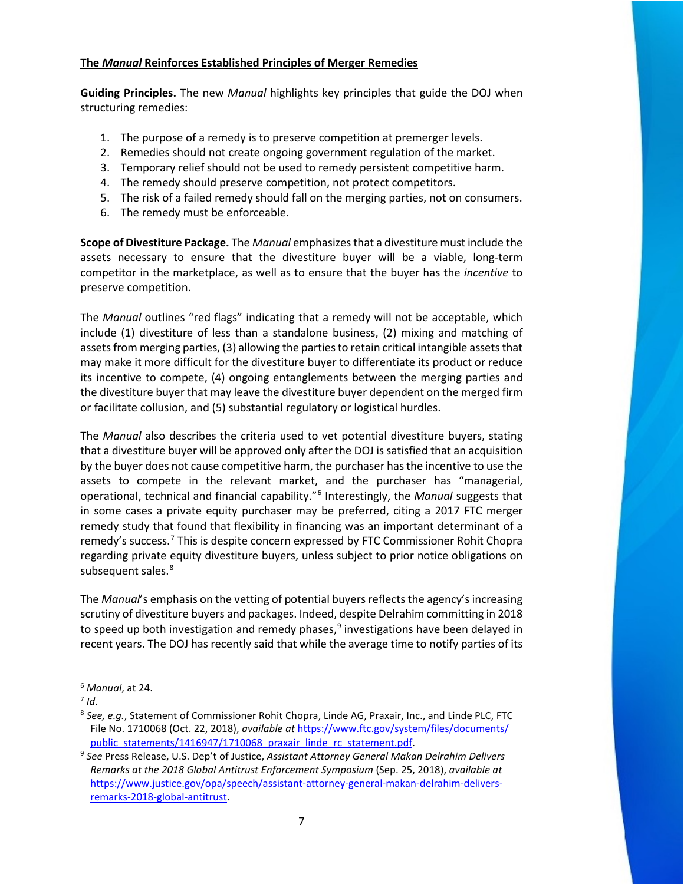## **The *Manual* Reinforces Established Principles of Merger Remedies**

**Guiding Principles.** The new *Manual* highlights key principles that guide the DOJ when structuring remedies:

1. The purpose of a remedy is to preserve competition at premerger levels.
2. Remedies should not create ongoing government regulation of the market.
3. Temporary relief should not be used to remedy persistent competitive harm.
4. The remedy should preserve competition, not protect competitors.
5. The risk of a failed remedy should fall on the merging parties, not on consumers.
6. The remedy must be enforceable.

**Scope of Divestiture Package.** The *Manual* emphasizes that a divestiture must include the assets necessary to ensure that the divestiture buyer will be a viable, long-term competitor in the marketplace, as well as to ensure that the buyer has the *incentive* to preserve competition.

The *Manual* outlines "red flags" indicating that a remedy will not be acceptable, which include (1) divestiture of less than a standalone business, (2) mixing and matching of assets from merging parties, (3) allowing the parties to retain critical intangible assets that may make it more difficult for the divestiture buyer to differentiate its product or reduce its incentive to compete, (4) ongoing entanglements between the merging parties and the divestiture buyer that may leave the divestiture buyer dependent on the merged firm or facilitate collusion, and (5) substantial regulatory or logistical hurdles.

The *Manual* also describes the criteria used to vet potential divestiture buyers, stating that a divestiture buyer will be approved only after the DOJ is satisfied that an acquisition by the buyer does not cause competitive harm, the purchaser has the incentive to use the assets to compete in the relevant market, and the purchaser has "managerial, operational, technical and financial capability."[6] Interestingly, the *Manual* suggests that in some cases a private equity purchaser may be preferred, citing a 2017 FTC merger remedy study that found that flexibility in financing was an important determinant of a remedy's success.[7] This is despite concern expressed by FTC Commissioner Rohit Chopra regarding private equity divestiture buyers, unless subject to prior notice obligations on subsequent sales.[8]

The *Manual*'s emphasis on the vetting of potential buyers reflects the agency's increasing scrutiny of divestiture buyers and packages. Indeed, despite Delrahim committing in 2018 to speed up both investigation and remedy phases,[9] investigations have been delayed in recent years. The DOJ has recently said that while the average time to notify parties of its

---

[6] *Manual*, at 24.

[7] *Id*.

[8] *See, e.g.*, Statement of Commissioner Rohit Chopra, Linde AG, Praxair, Inc., and Linde PLC, FTC File No. 1710068 (Oct. 22, 2018), *available at* https://www.ftc.gov/system/files/documents/public_statements/1416947/1710068_praxair_linde_rc_statement.pdf.

[9] *See* Press Release, U.S. Dep't of Justice, *Assistant Attorney General Makan Delrahim Delivers Remarks at the 2018 Global Antitrust Enforcement Symposium* (Sep. 25, 2018), *available at* https://www.justice.gov/opa/speech/assistant-attorney-general-makan-delrahim-delivers-remarks-2018-global-antitrust.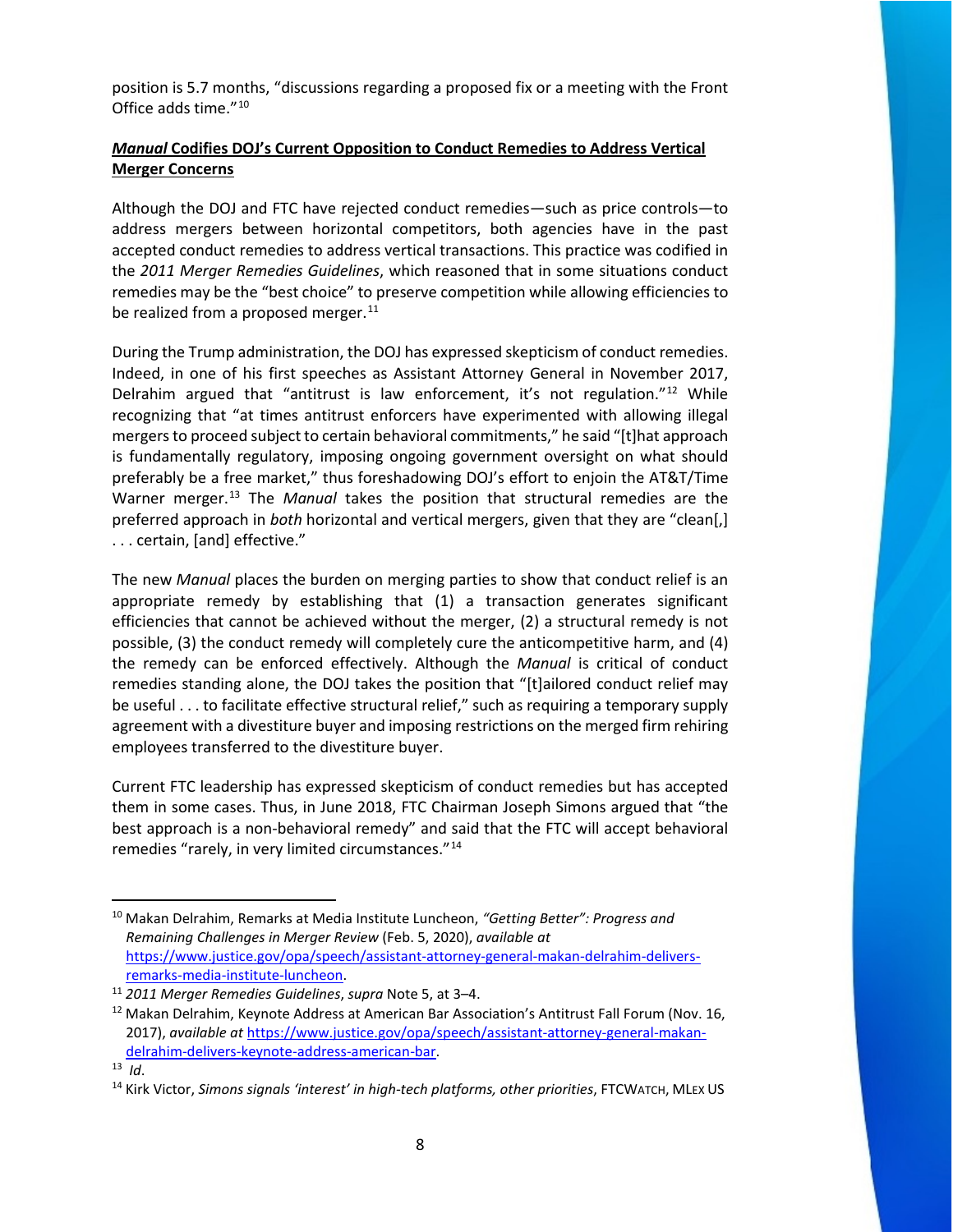position is 5.7 months, "discussions regarding a proposed fix or a meeting with the Front Office adds time."[10]

***Manual* Codifies DOJ's Current Opposition to Conduct Remedies to Address Vertical Merger Concerns**

Although the DOJ and FTC have rejected conduct remedies—such as price controls—to address mergers between horizontal competitors, both agencies have in the past accepted conduct remedies to address vertical transactions. This practice was codified in the *2011 Merger Remedies Guidelines*, which reasoned that in some situations conduct remedies may be the "best choice" to preserve competition while allowing efficiencies to be realized from a proposed merger.[11]

During the Trump administration, the DOJ has expressed skepticism of conduct remedies. Indeed, in one of his first speeches as Assistant Attorney General in November 2017, Delrahim argued that "antitrust is law enforcement, it's not regulation."[12] While recognizing that "at times antitrust enforcers have experimented with allowing illegal mergers to proceed subject to certain behavioral commitments," he said "[t]hat approach is fundamentally regulatory, imposing ongoing government oversight on what should preferably be a free market," thus foreshadowing DOJ's effort to enjoin the AT&T/Time Warner merger.[13] The *Manual* takes the position that structural remedies are the preferred approach in *both* horizontal and vertical mergers, given that they are "clean[,] . . . certain, [and] effective."

The new *Manual* places the burden on merging parties to show that conduct relief is an appropriate remedy by establishing that (1) a transaction generates significant efficiencies that cannot be achieved without the merger, (2) a structural remedy is not possible, (3) the conduct remedy will completely cure the anticompetitive harm, and (4) the remedy can be enforced effectively. Although the *Manual* is critical of conduct remedies standing alone, the DOJ takes the position that "[t]ailored conduct relief may be useful . . . to facilitate effective structural relief," such as requiring a temporary supply agreement with a divestiture buyer and imposing restrictions on the merged firm rehiring employees transferred to the divestiture buyer.

Current FTC leadership has expressed skepticism of conduct remedies but has accepted them in some cases. Thus, in June 2018, FTC Chairman Joseph Simons argued that "the best approach is a non-behavioral remedy" and said that the FTC will accept behavioral remedies "rarely, in very limited circumstances."[14]

---

[10] Makan Delrahim, Remarks at Media Institute Luncheon, *"Getting Better": Progress and Remaining Challenges in Merger Review* (Feb. 5, 2020), *available at* https://www.justice.gov/opa/speech/assistant-attorney-general-makan-delrahim-delivers-remarks-media-institute-luncheon.

[11] *2011 Merger Remedies Guidelines*, *supra* Note 5, at 3–4.

[12] Makan Delrahim, Keynote Address at American Bar Association's Antitrust Fall Forum (Nov. 16, 2017), *available at* https://www.justice.gov/opa/speech/assistant-attorney-general-makan-delrahim-delivers-keynote-address-american-bar.

[13] *Id*.

[14] Kirk Victor, *Simons signals 'interest' in high-tech platforms, other priorities*, FTCWATCH, MLEX US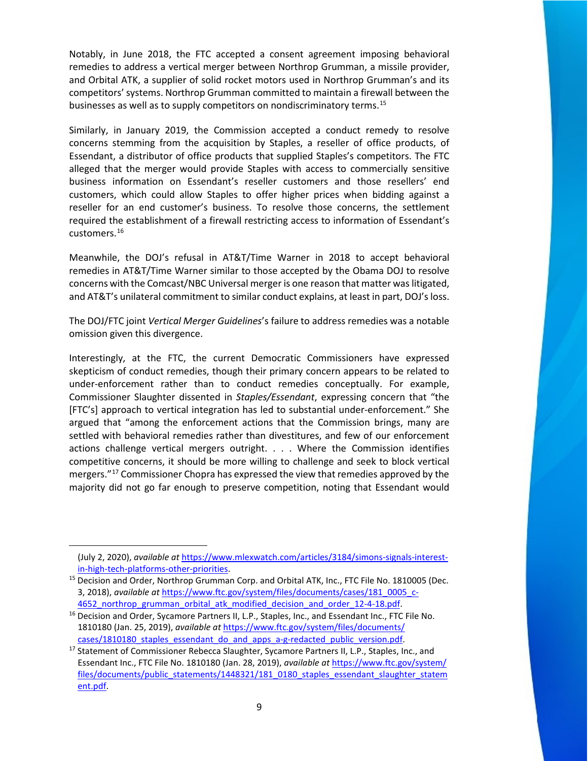Notably, in June 2018, the FTC accepted a consent agreement imposing behavioral remedies to address a vertical merger between Northrop Grumman, a missile provider, and Orbital ATK, a supplier of solid rocket motors used in Northrop Grumman's and its competitors' systems. Northrop Grumman committed to maintain a firewall between the businesses as well as to supply competitors on nondiscriminatory terms.[15]

Similarly, in January 2019, the Commission accepted a conduct remedy to resolve concerns stemming from the acquisition by Staples, a reseller of office products, of Essendant, a distributor of office products that supplied Staples's competitors. The FTC alleged that the merger would provide Staples with access to commercially sensitive business information on Essendant's reseller customers and those resellers' end customers, which could allow Staples to offer higher prices when bidding against a reseller for an end customer's business. To resolve those concerns, the settlement required the establishment of a firewall restricting access to information of Essendant's customers.[16]

Meanwhile, the DOJ's refusal in AT&T/Time Warner in 2018 to accept behavioral remedies in AT&T/Time Warner similar to those accepted by the Obama DOJ to resolve concerns with the Comcast/NBC Universal merger is one reason that matter was litigated, and AT&T's unilateral commitment to similar conduct explains, at least in part, DOJ's loss.

The DOJ/FTC joint *Vertical Merger Guidelines*'s failure to address remedies was a notable omission given this divergence.

Interestingly, at the FTC, the current Democratic Commissioners have expressed skepticism of conduct remedies, though their primary concern appears to be related to under-enforcement rather than to conduct remedies conceptually. For example, Commissioner Slaughter dissented in *Staples/Essendant*, expressing concern that "the [FTC's] approach to vertical integration has led to substantial under-enforcement." She argued that "among the enforcement actions that the Commission brings, many are settled with behavioral remedies rather than divestitures, and few of our enforcement actions challenge vertical mergers outright. . . . Where the Commission identifies competitive concerns, it should be more willing to challenge and seek to block vertical mergers."[17] Commissioner Chopra has expressed the view that remedies approved by the majority did not go far enough to preserve competition, noting that Essendant would

---

(July 2, 2020), *available at* https://www.mlexwatch.com/articles/3184/simons-signals-interest-in-high-tech-platforms-other-priorities.

[15] Decision and Order, Northrop Grumman Corp. and Orbital ATK, Inc., FTC File No. 1810005 (Dec. 3, 2018), *available at* https://www.ftc.gov/system/files/documents/cases/181_0005_c-4652_northrop_grumman_orbital_atk_modified_decision_and_order_12-4-18.pdf.

[16] Decision and Order, Sycamore Partners II, L.P., Staples, Inc., and Essendant Inc., FTC File No. 1810180 (Jan. 25, 2019), *available at* https://www.ftc.gov/system/files/documents/cases/1810180_staples_essendant_do_and_apps_a-g-redacted_public_version.pdf.

[17] Statement of Commissioner Rebecca Slaughter, Sycamore Partners II, L.P., Staples, Inc., and Essendant Inc., FTC File No. 1810180 (Jan. 28, 2019), *available at* https://www.ftc.gov/system/files/documents/public_statements/1448321/181_0180_staples_essendant_slaughter_statement.pdf.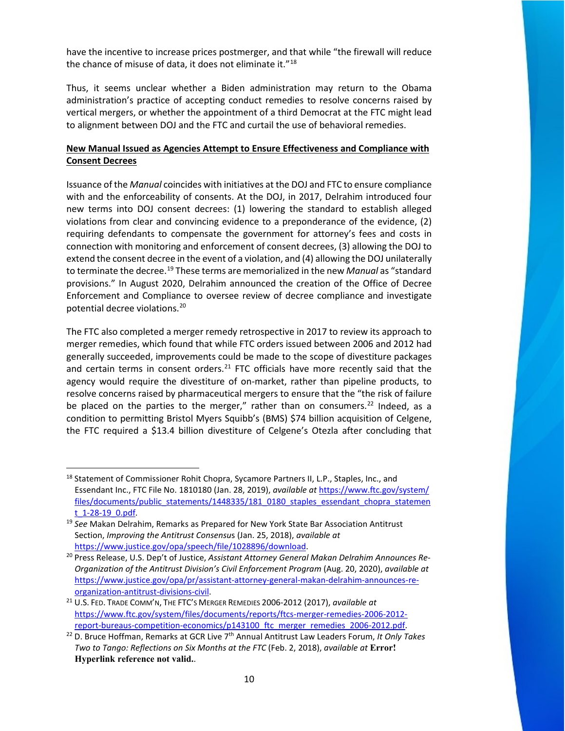have the incentive to increase prices postmerger, and that while "the firewall will reduce the chance of misuse of data, it does not eliminate it."[18]

Thus, it seems unclear whether a Biden administration may return to the Obama administration's practice of accepting conduct remedies to resolve concerns raised by vertical mergers, or whether the appointment of a third Democrat at the FTC might lead to alignment between DOJ and the FTC and curtail the use of behavioral remedies.

**New Manual Issued as Agencies Attempt to Ensure Effectiveness and Compliance with Consent Decrees**

Issuance of the *Manual* coincides with initiatives at the DOJ and FTC to ensure compliance with and the enforceability of consents. At the DOJ, in 2017, Delrahim introduced four new terms into DOJ consent decrees: (1) lowering the standard to establish alleged violations from clear and convincing evidence to a preponderance of the evidence, (2) requiring defendants to compensate the government for attorney's fees and costs in connection with monitoring and enforcement of consent decrees, (3) allowing the DOJ to extend the consent decree in the event of a violation, and (4) allowing the DOJ unilaterally to terminate the decree.[19] These terms are memorialized in the new *Manual* as "standard provisions." In August 2020, Delrahim announced the creation of the Office of Decree Enforcement and Compliance to oversee review of decree compliance and investigate potential decree violations.[20]

The FTC also completed a merger remedy retrospective in 2017 to review its approach to merger remedies, which found that while FTC orders issued between 2006 and 2012 had generally succeeded, improvements could be made to the scope of divestiture packages and certain terms in consent orders.[21] FTC officials have more recently said that the agency would require the divestiture of on-market, rather than pipeline products, to resolve concerns raised by pharmaceutical mergers to ensure that the "the risk of failure be placed on the parties to the merger," rather than on consumers.[22] Indeed, as a condition to permitting Bristol Myers Squibb's (BMS) $74 billion acquisition of Celgene, the FTC required a $13.4 billion divestiture of Celgene's Otezla after concluding that

---

[18] Statement of Commissioner Rohit Chopra, Sycamore Partners II, L.P., Staples, Inc., and Essendant Inc., FTC File No. 1810180 (Jan. 28, 2019), *available at* https://www.ftc.gov/system/files/documents/public_statements/1448335/181_0180_staples_essendant_chopra_statement_1-28-19_0.pdf.

[19] *See* Makan Delrahim, Remarks as Prepared for New York State Bar Association Antitrust Section, *Improving the Antitrust Consensus* (Jan. 25, 2018), *available at* https://www.justice.gov/opa/speech/file/1028896/download.

[20] Press Release, U.S. Dep't of Justice, *Assistant Attorney General Makan Delrahim Announces Re-Organization of the Antitrust Division's Civil Enforcement Program* (Aug. 20, 2020), *available at* https://www.justice.gov/opa/pr/assistant-attorney-general-makan-delrahim-announces-re-organization-antitrust-divisions-civil.

[21] U.S. Fed. Trade Comm'n, The FTC's Merger Remedies 2006-2012 (2017), *available at* https://www.ftc.gov/system/files/documents/reports/ftcs-merger-remedies-2006-2012-report-bureaus-competition-economics/p143100_ftc_merger_remedies_2006-2012.pdf.

[22] D. Bruce Hoffman, Remarks at GCR Live 7th Annual Antitrust Law Leaders Forum, *It Only Takes Two to Tango: Reflections on Six Months at the FTC* (Feb. 2, 2018), *available at* **Error! Hyperlink reference not valid.**.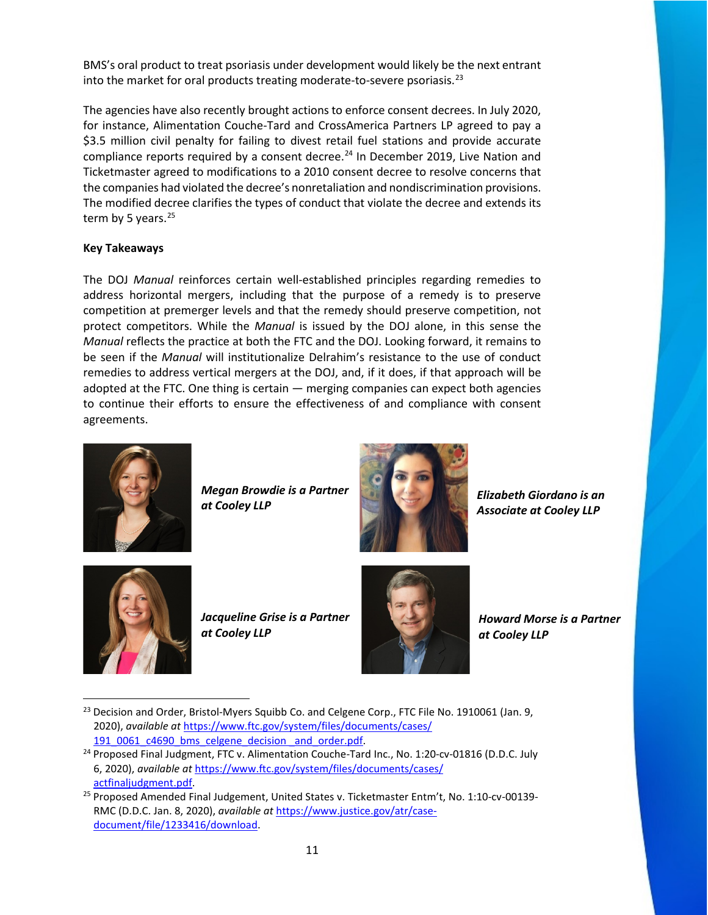BMS's oral product to treat psoriasis under development would likely be the next entrant into the market for oral products treating moderate-to-severe psoriasis.[23]

The agencies have also recently brought actions to enforce consent decrees. In July 2020, for instance, Alimentation Couche-Tard and CrossAmerica Partners LP agreed to pay a $3.5 million civil penalty for failing to divest retail fuel stations and provide accurate compliance reports required by a consent decree.[24] In December 2019, Live Nation and Ticketmaster agreed to modifications to a 2010 consent decree to resolve concerns that the companies had violated the decree's nonretaliation and nondiscrimination provisions. The modified decree clarifies the types of conduct that violate the decree and extends its term by 5 years.[25]

**Key Takeaways**

The DOJ *Manual* reinforces certain well-established principles regarding remedies to address horizontal mergers, including that the purpose of a remedy is to preserve competition at premerger levels and that the remedy should preserve competition, not protect competitors. While the *Manual* is issued by the DOJ alone, in this sense the *Manual* reflects the practice at both the FTC and the DOJ. Looking forward, it remains to be seen if the *Manual* will institutionalize Delrahim's resistance to the use of conduct remedies to address vertical mergers at the DOJ, and, if it does, if that approach will be adopted at the FTC. One thing is certain — merging companies can expect both agencies to continue their efforts to ensure the effectiveness of and compliance with consent agreements.

***Megan Browdie is a Partner at Cooley LLP***

***Elizabeth Giordano is an Associate at Cooley LLP***

***Jacqueline Grise is a Partner at Cooley LLP***

***Howard Morse is a Partner at Cooley LLP***

---

[23] Decision and Order, Bristol-Myers Squibb Co. and Celgene Corp., FTC File No. 1910061 (Jan. 9, 2020), *available at* https://www.ftc.gov/system/files/documents/cases/191_0061_c4690_bms_celgene_decision_and_order.pdf.

[24] Proposed Final Judgment, FTC v. Alimentation Couche-Tard Inc., No. 1:20-cv-01816 (D.D.C. July 6, 2020), *available at* https://www.ftc.gov/system/files/documents/cases/actfinaljudgment.pdf.

[25] Proposed Amended Final Judgement, United States v. Ticketmaster Entm't, No. 1:10-cv-00139-RMC (D.D.C. Jan. 8, 2020), *available at* https://www.justice.gov/atr/case-document/file/1233416/download.